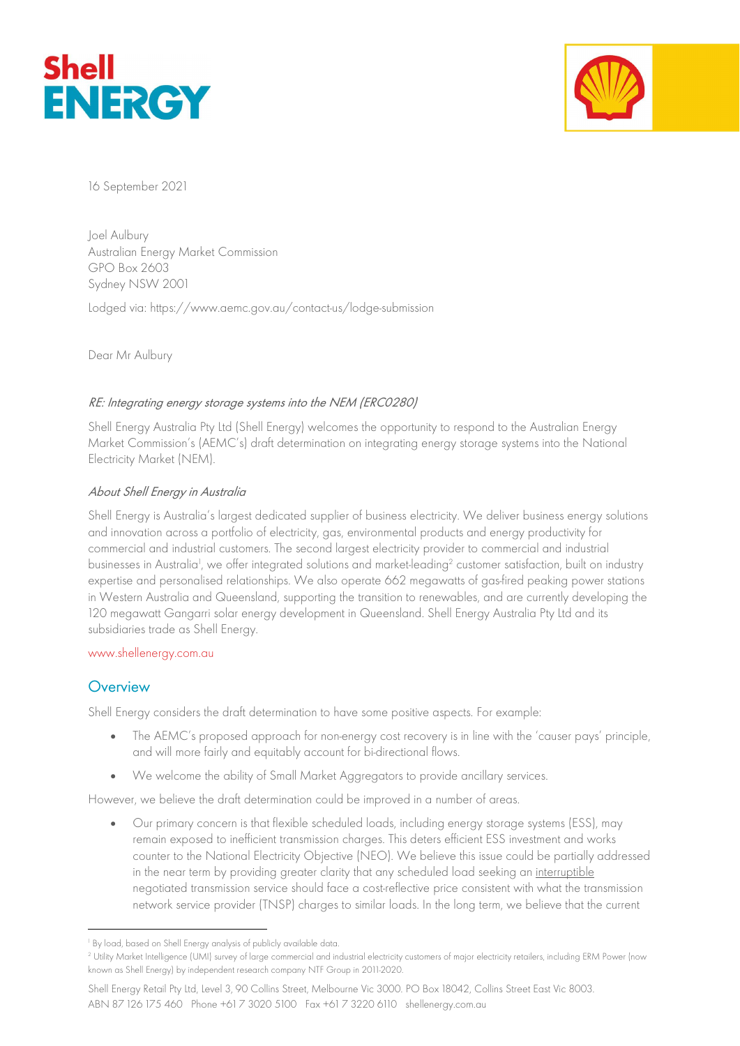16 September 2021

Joel Aulbury
Australian Energy Market Commission
GPO Box 2603
Sydney NSW 2001

Lodged via: https://www.aemc.gov.au/contact-us/lodge-submission

Dear Mr Aulbury

*RE: Integrating energy storage systems into the NEM (ERC0280)*

Shell Energy Australia Pty Ltd (Shell Energy) welcomes the opportunity to respond to the Australian Energy Market Commission's (AEMC's) draft determination on integrating energy storage systems into the National Electricity Market (NEM).

*About Shell Energy in Australia*

Shell Energy is Australia's largest dedicated supplier of business electricity. We deliver business energy solutions and innovation across a portfolio of electricity, gas, environmental products and energy productivity for commercial and industrial customers. The second largest electricity provider to commercial and industrial businesses in Australia[1], we offer integrated solutions and market-leading[2] customer satisfaction, built on industry expertise and personalised relationships. We also operate 662 megawatts of gas-fired peaking power stations in Western Australia and Queensland, supporting the transition to renewables, and are currently developing the 120 megawatt Gangarri solar energy development in Queensland. Shell Energy Australia Pty Ltd and its subsidiaries trade as Shell Energy.

www.shellenergy.com.au

## Overview

Shell Energy considers the draft determination to have some positive aspects. For example:

- The AEMC's proposed approach for non-energy cost recovery is in line with the 'causer pays' principle, and will more fairly and equitably account for bi-directional flows.
- We welcome the ability of Small Market Aggregators to provide ancillary services.

However, we believe the draft determination could be improved in a number of areas.

- Our primary concern is that flexible scheduled loads, including energy storage systems (ESS), may remain exposed to inefficient transmission charges. This deters efficient ESS investment and works counter to the National Electricity Objective (NEO). We believe this issue could be partially addressed in the near term by providing greater clarity that any scheduled load seeking an <u>interruptible</u> negotiated transmission service should face a cost-reflective price consistent with what the transmission network service provider (TNSP) charges to similar loads. In the long term, we believe that the current

---

[1] By load, based on Shell Energy analysis of publicly available data.

[2] Utility Market Intelligence (UMI) survey of large commercial and industrial electricity customers of major electricity retailers, including ERM Power (now known as Shell Energy) by independent research company NTF Group in 2011-2020.

Shell Energy Retail Pty Ltd, Level 3, 90 Collins Street, Melbourne Vic 3000. PO Box 18042, Collins Street East Vic 8003.
ABN 87 126 175 460 Phone +61 7 3020 5100 Fax +61 7 3220 6110 shellenergy.com.au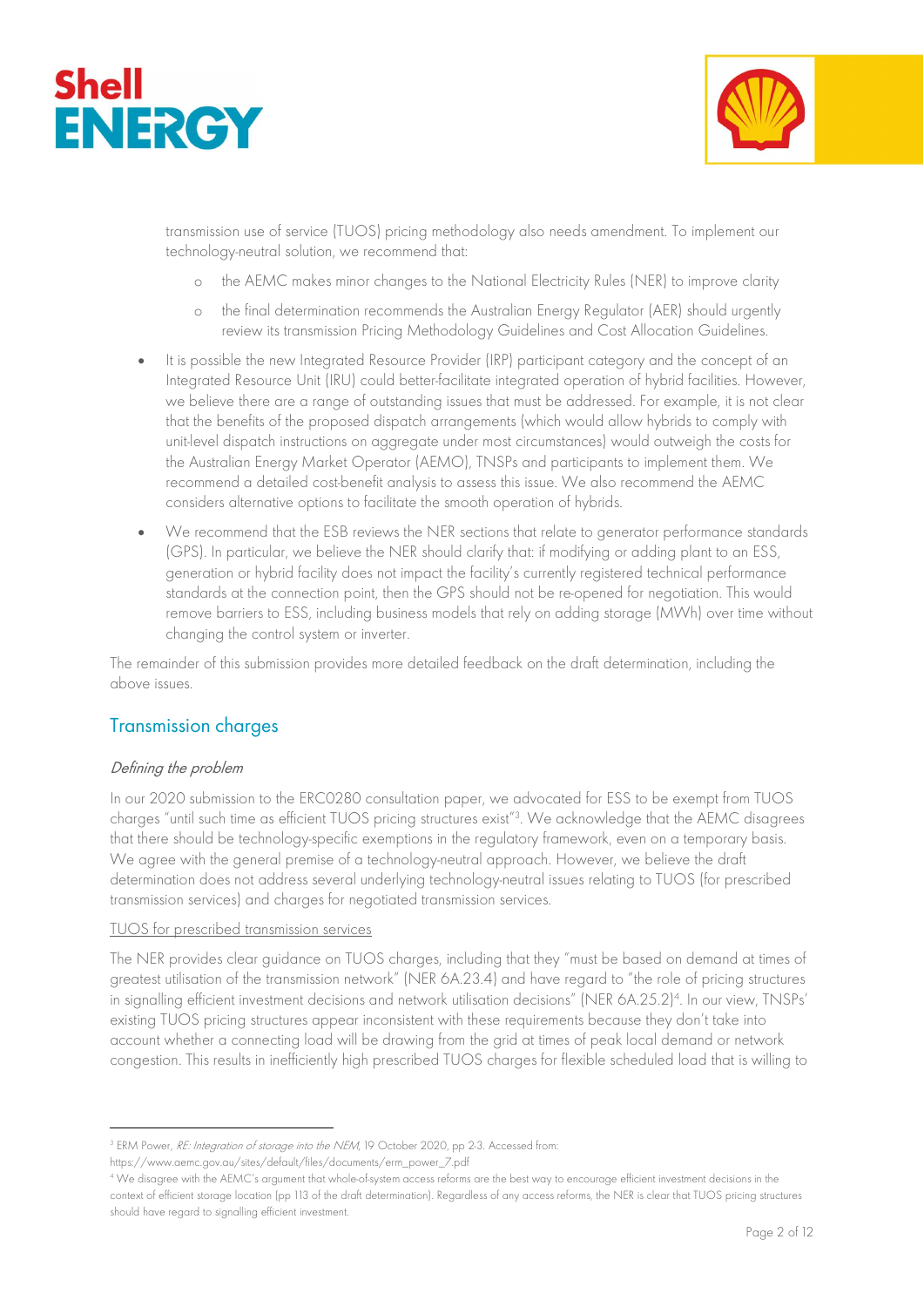transmission use of service (TUOS) pricing methodology also needs amendment. To implement our technology-neutral solution, we recommend that:

  - the AEMC makes minor changes to the National Electricity Rules (NER) to improve clarity
  - the final determination recommends the Australian Energy Regulator (AER) should urgently review its transmission Pricing Methodology Guidelines and Cost Allocation Guidelines.

- It is possible the new Integrated Resource Provider (IRP) participant category and the concept of an Integrated Resource Unit (IRU) could better-facilitate integrated operation of hybrid facilities. However, we believe there are a range of outstanding issues that must be addressed. For example, it is not clear that the benefits of the proposed dispatch arrangements (which would allow hybrids to comply with unit-level dispatch instructions on aggregate under most circumstances) would outweigh the costs for the Australian Energy Market Operator (AEMO), TNSPs and participants to implement them. We recommend a detailed cost-benefit analysis to assess this issue. We also recommend the AEMC considers alternative options to facilitate the smooth operation of hybrids.
- We recommend that the ESB reviews the NER sections that relate to generator performance standards (GPS). In particular, we believe the NER should clarify that: if modifying or adding plant to an ESS, generation or hybrid facility does not impact the facility's currently registered technical performance standards at the connection point, then the GPS should not be re-opened for negotiation. This would remove barriers to ESS, including business models that rely on adding storage (MWh) over time without changing the control system or inverter.

The remainder of this submission provides more detailed feedback on the draft determination, including the above issues.

## Transmission charges

### *Defining the problem*

In our 2020 submission to the ERC0280 consultation paper, we advocated for ESS to be exempt from TUOS charges "until such time as efficient TUOS pricing structures exist"[3]. We acknowledge that the AEMC disagrees that there should be technology-specific exemptions in the regulatory framework, even on a temporary basis. We agree with the general premise of a technology-neutral approach. However, we believe the draft determination does not address several underlying technology-neutral issues relating to TUOS (for prescribed transmission services) and charges for negotiated transmission services.

<u>TUOS for prescribed transmission services</u>

The NER provides clear guidance on TUOS charges, including that they "must be based on demand at times of greatest utilisation of the transmission network" (NER 6A.23.4) and have regard to "the role of pricing structures in signalling efficient investment decisions and network utilisation decisions" (NER 6A.25.2)[4]. In our view, TNSPs' existing TUOS pricing structures appear inconsistent with these requirements because they don't take into account whether a connecting load will be drawing from the grid at times of peak local demand or network congestion. This results in inefficiently high prescribed TUOS charges for flexible scheduled load that is willing to

---

[3] ERM Power, *RE: Integration of storage into the NEM*, 19 October 2020, pp 2-3. Accessed from: https://www.aemc.gov.au/sites/default/files/documents/erm_power_7.pdf

[4] We disagree with the AEMC's argument that whole-of-system access reforms are the best way to encourage efficient investment decisions in the context of efficient storage location (pp 113 of the draft determination). Regardless of any access reforms, the NER is clear that TUOS pricing structures should have regard to signalling efficient investment.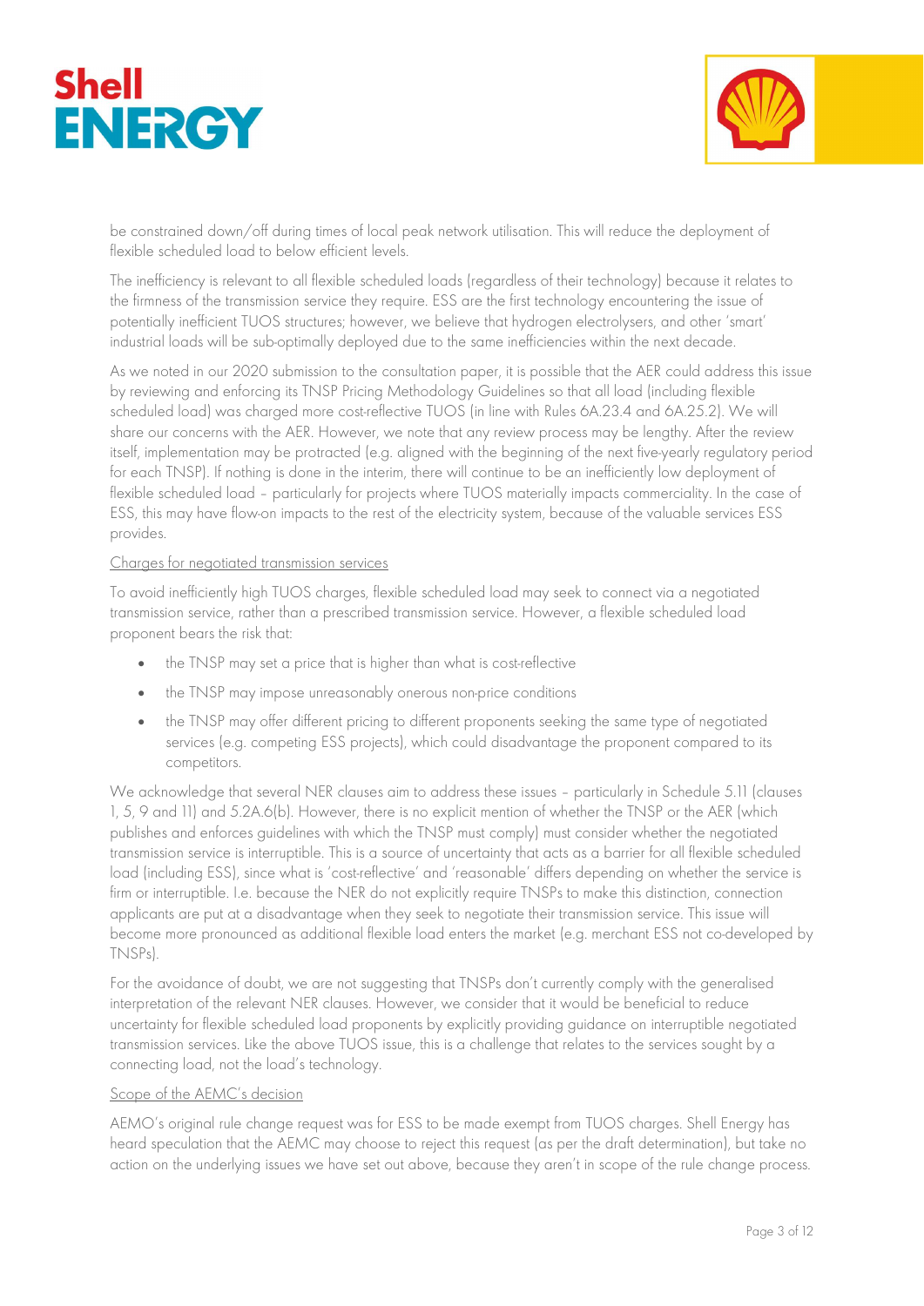be constrained down/off during times of local peak network utilisation. This will reduce the deployment of flexible scheduled load to below efficient levels.

The inefficiency is relevant to all flexible scheduled loads (regardless of their technology) because it relates to the firmness of the transmission service they require. ESS are the first technology encountering the issue of potentially inefficient TUOS structures; however, we believe that hydrogen electrolysers, and other 'smart' industrial loads will be sub-optimally deployed due to the same inefficiencies within the next decade.

As we noted in our 2020 submission to the consultation paper, it is possible that the AER could address this issue by reviewing and enforcing its TNSP Pricing Methodology Guidelines so that all load (including flexible scheduled load) was charged more cost-reflective TUOS (in line with Rules 6A.23.4 and 6A.25.2). We will share our concerns with the AER. However, we note that any review process may be lengthy. After the review itself, implementation may be protracted (e.g. aligned with the beginning of the next five-yearly regulatory period for each TNSP). If nothing is done in the interim, there will continue to be an inefficiently low deployment of flexible scheduled load – particularly for projects where TUOS materially impacts commerciality. In the case of ESS, this may have flow-on impacts to the rest of the electricity system, because of the valuable services ESS provides.

<u>Charges for negotiated transmission services</u>

To avoid inefficiently high TUOS charges, flexible scheduled load may seek to connect via a negotiated transmission service, rather than a prescribed transmission service. However, a flexible scheduled load proponent bears the risk that:

- the TNSP may set a price that is higher than what is cost-reflective
- the TNSP may impose unreasonably onerous non-price conditions
- the TNSP may offer different pricing to different proponents seeking the same type of negotiated services (e.g. competing ESS projects), which could disadvantage the proponent compared to its competitors.

We acknowledge that several NER clauses aim to address these issues – particularly in Schedule 5.11 (clauses 1, 5, 9 and 11) and 5.2A.6(b). However, there is no explicit mention of whether the TNSP or the AER (which publishes and enforces guidelines with which the TNSP must comply) must consider whether the negotiated transmission service is interruptible. This is a source of uncertainty that acts as a barrier for all flexible scheduled load (including ESS), since what is 'cost-reflective' and 'reasonable' differs depending on whether the service is firm or interruptible. I.e. because the NER do not explicitly require TNSPs to make this distinction, connection applicants are put at a disadvantage when they seek to negotiate their transmission service. This issue will become more pronounced as additional flexible load enters the market (e.g. merchant ESS not co-developed by TNSPs).

For the avoidance of doubt, we are not suggesting that TNSPs don't currently comply with the generalised interpretation of the relevant NER clauses. However, we consider that it would be beneficial to reduce uncertainty for flexible scheduled load proponents by explicitly providing guidance on interruptible negotiated transmission services. Like the above TUOS issue, this is a challenge that relates to the services sought by a connecting load, not the load's technology.

<u>Scope of the AEMC's decision</u>

AEMO's original rule change request was for ESS to be made exempt from TUOS charges. Shell Energy has heard speculation that the AEMC may choose to reject this request (as per the draft determination), but take no action on the underlying issues we have set out above, because they aren't in scope of the rule change process.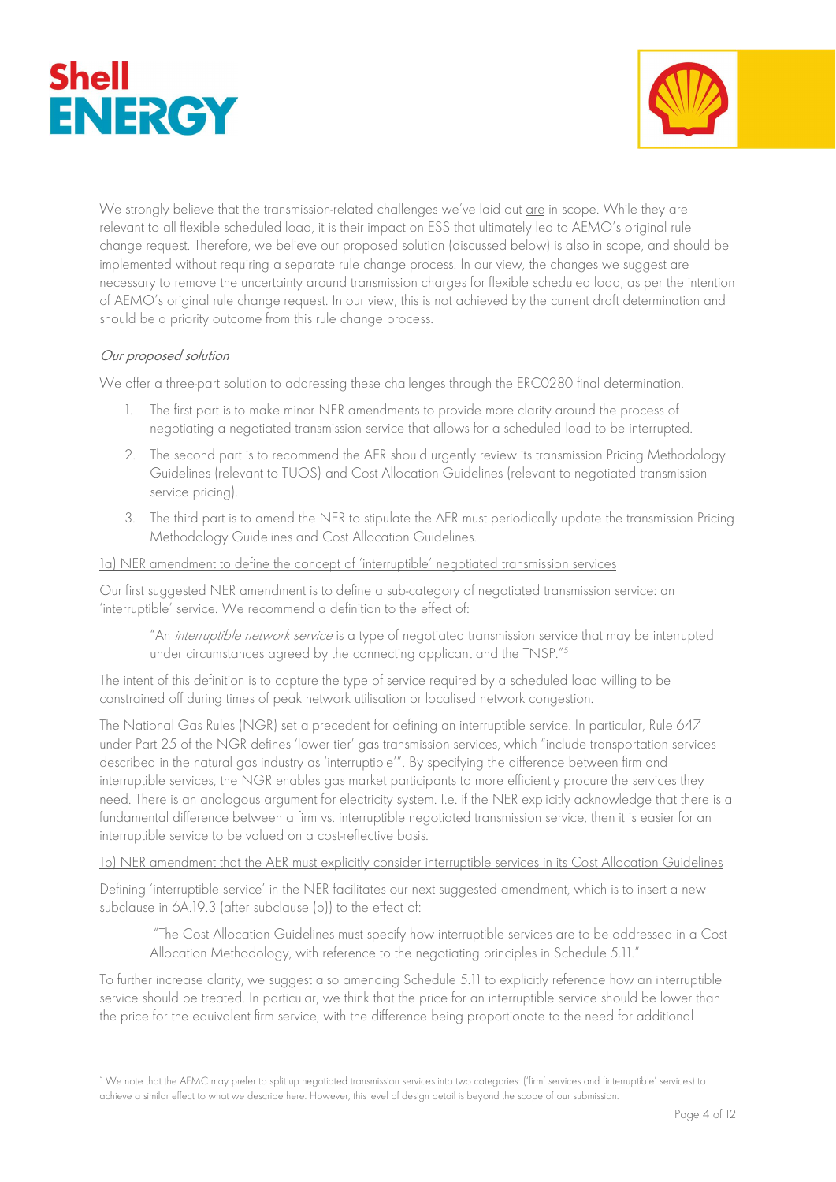We strongly believe that the transmission-related challenges we've laid out are in scope. While they are relevant to all flexible scheduled load, it is their impact on ESS that ultimately led to AEMO's original rule change request. Therefore, we believe our proposed solution (discussed below) is also in scope, and should be implemented without requiring a separate rule change process. In our view, the changes we suggest are necessary to remove the uncertainty around transmission charges for flexible scheduled load, as per the intention of AEMO's original rule change request. In our view, this is not achieved by the current draft determination and should be a priority outcome from this rule change process.

*Our proposed solution*

We offer a three-part solution to addressing these challenges through the ERC0280 final determination.

1. The first part is to make minor NER amendments to provide more clarity around the process of negotiating a negotiated transmission service that allows for a scheduled load to be interrupted.
2. The second part is to recommend the AER should urgently review its transmission Pricing Methodology Guidelines (relevant to TUOS) and Cost Allocation Guidelines (relevant to negotiated transmission service pricing).
3. The third part is to amend the NER to stipulate the AER must periodically update the transmission Pricing Methodology Guidelines and Cost Allocation Guidelines.

1a) NER amendment to define the concept of 'interruptible' negotiated transmission services

Our first suggested NER amendment is to define a sub-category of negotiated transmission service: an 'interruptible' service. We recommend a definition to the effect of:

> "An *interruptible network service* is a type of negotiated transmission service that may be interrupted under circumstances agreed by the connecting applicant and the TNSP."[5]

The intent of this definition is to capture the type of service required by a scheduled load willing to be constrained off during times of peak network utilisation or localised network congestion.

The National Gas Rules (NGR) set a precedent for defining an interruptible service. In particular, Rule 647 under Part 25 of the NGR defines 'lower tier' gas transmission services, which "include transportation services described in the natural gas industry as 'interruptible'". By specifying the difference between firm and interruptible services, the NGR enables gas market participants to more efficiently procure the services they need. There is an analogous argument for electricity system. I.e. if the NER explicitly acknowledge that there is a fundamental difference between a firm vs. interruptible negotiated transmission service, then it is easier for an interruptible service to be valued on a cost-reflective basis.

1b) NER amendment that the AER must explicitly consider interruptible services in its Cost Allocation Guidelines

Defining 'interruptible service' in the NER facilitates our next suggested amendment, which is to insert a new subclause in 6A.19.3 (after subclause (b)) to the effect of:

> "The Cost Allocation Guidelines must specify how interruptible services are to be addressed in a Cost Allocation Methodology, with reference to the negotiating principles in Schedule 5.11."

To further increase clarity, we suggest also amending Schedule 5.11 to explicitly reference how an interruptible service should be treated. In particular, we think that the price for an interruptible service should be lower than the price for the equivalent firm service, with the difference being proportionate to the need for additional

[5] We note that the AEMC may prefer to split up negotiated transmission services into two categories: ('firm' services and 'interruptible' services) to achieve a similar effect to what we describe here. However, this level of design detail is beyond the scope of our submission.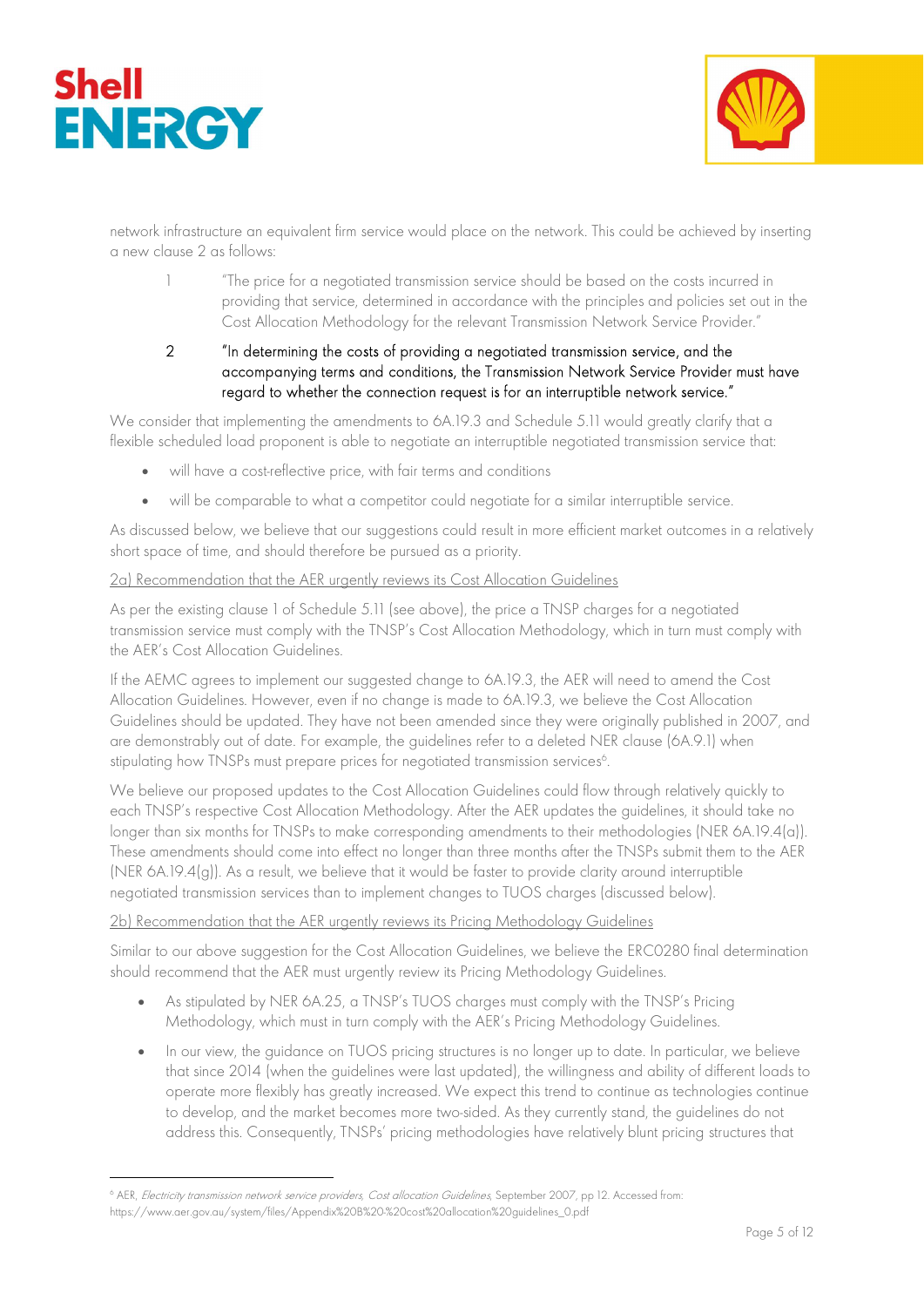network infrastructure an equivalent firm service would place on the network. This could be achieved by inserting a new clause 2 as follows:

1. "The price for a negotiated transmission service should be based on the costs incurred in providing that service, determined in accordance with the principles and policies set out in the Cost Allocation Methodology for the relevant Transmission Network Service Provider."

2. "In determining the costs of providing a negotiated transmission service, and the accompanying terms and conditions, the Transmission Network Service Provider must have regard to whether the connection request is for an interruptible network service."

We consider that implementing the amendments to 6A.19.3 and Schedule 5.11 would greatly clarify that a flexible scheduled load proponent is able to negotiate an interruptible negotiated transmission service that:

- will have a cost-reflective price, with fair terms and conditions
- will be comparable to what a competitor could negotiate for a similar interruptible service.

As discussed below, we believe that our suggestions could result in more efficient market outcomes in a relatively short space of time, and should therefore be pursued as a priority.

2a) Recommendation that the AER urgently reviews its Cost Allocation Guidelines

As per the existing clause 1 of Schedule 5.11 (see above), the price a TNSP charges for a negotiated transmission service must comply with the TNSP's Cost Allocation Methodology, which in turn must comply with the AER's Cost Allocation Guidelines.

If the AEMC agrees to implement our suggested change to 6A.19.3, the AER will need to amend the Cost Allocation Guidelines. However, even if no change is made to 6A.19.3, we believe the Cost Allocation Guidelines should be updated. They have not been amended since they were originally published in 2007, and are demonstrably out of date. For example, the guidelines refer to a deleted NER clause (6A.9.1) when stipulating how TNSPs must prepare prices for negotiated transmission services[6].

We believe our proposed updates to the Cost Allocation Guidelines could flow through relatively quickly to each TNSP's respective Cost Allocation Methodology. After the AER updates the guidelines, it should take no longer than six months for TNSPs to make corresponding amendments to their methodologies (NER 6A.19.4(a)). These amendments should come into effect no longer than three months after the TNSPs submit them to the AER (NER 6A.19.4(g)). As a result, we believe that it would be faster to provide clarity around interruptible negotiated transmission services than to implement changes to TUOS charges (discussed below).

2b) Recommendation that the AER urgently reviews its Pricing Methodology Guidelines

Similar to our above suggestion for the Cost Allocation Guidelines, we believe the ERC0280 final determination should recommend that the AER must urgently review its Pricing Methodology Guidelines.

- As stipulated by NER 6A.25, a TNSP's TUOS charges must comply with the TNSP's Pricing Methodology, which must in turn comply with the AER's Pricing Methodology Guidelines.
- In our view, the guidance on TUOS pricing structures is no longer up to date. In particular, we believe that since 2014 (when the guidelines were last updated), the willingness and ability of different loads to operate more flexibly has greatly increased. We expect this trend to continue as technologies continue to develop, and the market becomes more two-sided. As they currently stand, the guidelines do not address this. Consequently, TNSPs' pricing methodologies have relatively blunt pricing structures that

[6] AER, *Electricity transmission network service providers, Cost allocation Guidelines*, September 2007, pp 12. Accessed from: https://www.aer.gov.au/system/files/Appendix%20B%20-%20cost%20allocation%20guidelines_0.pdf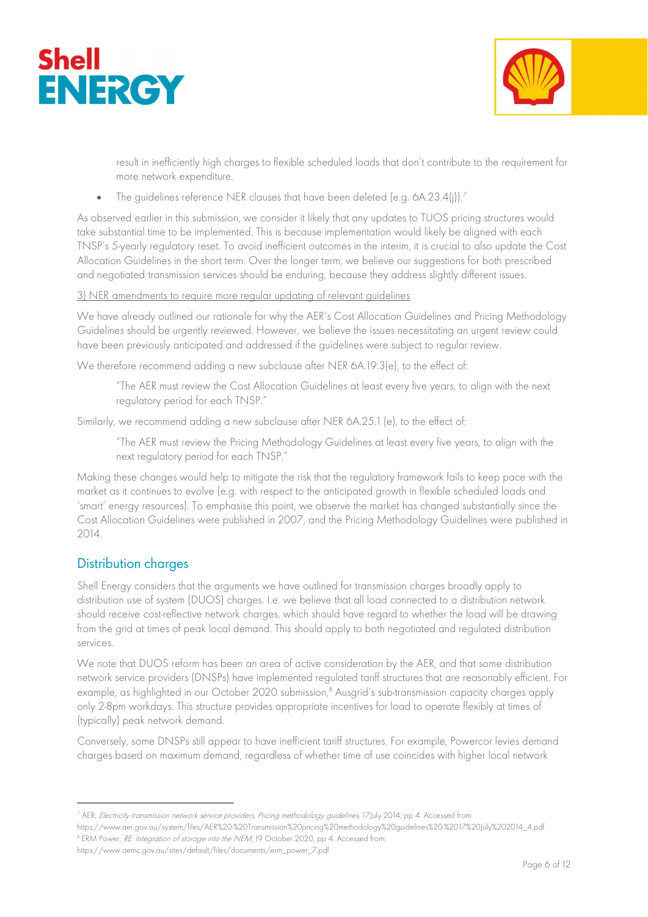result in inefficiently high charges to flexible scheduled loads that don't contribute to the requirement for more network expenditure.

- The guidelines reference NER clauses that have been deleted (e.g. 6A.23.4(j)).[7]

As observed earlier in this submission, we consider it likely that any updates to TUOS pricing structures would take substantial time to be implemented. This is because implementation would likely be aligned with each TNSP's 5-yearly regulatory reset. To avoid inefficient outcomes in the interim, it is crucial to also update the Cost Allocation Guidelines in the short term. Over the longer term, we believe our suggestions for both prescribed and negotiated transmission services should be enduring, because they address slightly different issues.

3) NER amendments to require more regular updating of relevant guidelines

We have already outlined our rationale for why the AER's Cost Allocation Guidelines and Pricing Methodology Guidelines should be urgently reviewed. However, we believe the issues necessitating an urgent review could have been previously anticipated and addressed if the guidelines were subject to regular review.

We therefore recommend adding a new subclause after NER 6A.19.3(e), to the effect of:

> "The AER must review the Cost Allocation Guidelines at least every five years, to align with the next regulatory period for each TNSP."

Similarly, we recommend adding a new subclause after NER 6A.25.1 (e), to the effect of:

> "The AER must review the Pricing Methodology Guidelines at least every five years, to align with the next regulatory period for each TNSP."

Making these changes would help to mitigate the risk that the regulatory framework fails to keep pace with the market as it continues to evolve (e.g. with respect to the anticipated growth in flexible scheduled loads and 'smart' energy resources). To emphasise this point, we observe the market has changed substantially since the Cost Allocation Guidelines were published in 2007, and the Pricing Methodology Guidelines were published in 2014.

## Distribution charges

Shell Energy considers that the arguments we have outlined for transmission charges broadly apply to distribution use of system (DUOS) charges. I.e. we believe that all load connected to a distribution network should receive cost-reflective network charges, which should have regard to whether the load will be drawing from the grid at times of peak local demand. This should apply to both negotiated and regulated distribution services.

We note that DUOS reform has been an area of active consideration by the AER, and that some distribution network service providers (DNSPs) have implemented regulated tariff structures that are reasonably efficient. For example, as highlighted in our October 2020 submission,[8] Ausgrid's sub-transmission capacity charges apply only 2-8pm workdays. This structure provides appropriate incentives for load to operate flexibly at times of (typically) peak network demand.

Conversely, some DNSPs still appear to have inefficient tariff structures. For example, Powercor levies demand charges based on maximum demand, regardless of whether time of use coincides with higher local network

---

[7] AER, *Electricity transmission network service providers, Pricing methodology guidelines*, 17 July 2014, pp 4. Accessed from https://www.aer.gov.au/system/files/AER%20-%20Transmission%20pricing%20methodology%20guidelines%20-%2017%20July%202014_4.pdf

[8] ERM Power, *RE: Integration of storage into the NEM*, 19 October 2020, pp 4. Accessed from: https://www.aemc.gov.au/sites/default/files/documents/erm_power_7.pdf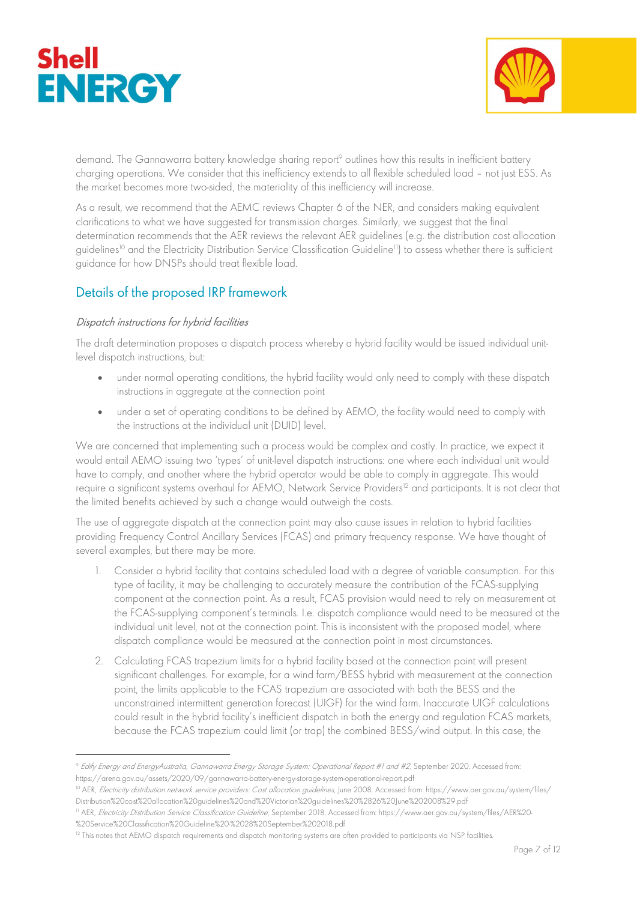demand. The Gannawarra battery knowledge sharing report[9] outlines how this results in inefficient battery charging operations. We consider that this inefficiency extends to all flexible scheduled load – not just ESS. As the market becomes more two-sided, the materiality of this inefficiency will increase.

As a result, we recommend that the AEMC reviews Chapter 6 of the NER, and considers making equivalent clarifications to what we have suggested for transmission charges. Similarly, we suggest that the final determination recommends that the AER reviews the relevant AER guidelines (e.g. the distribution cost allocation guidelines[10] and the Electricity Distribution Service Classification Guideline[11]) to assess whether there is sufficient guidance for how DNSPs should treat flexible load.

## Details of the proposed IRP framework

*Dispatch instructions for hybrid facilities*

The draft determination proposes a dispatch process whereby a hybrid facility would be issued individual unit-level dispatch instructions, but:

- under normal operating conditions, the hybrid facility would only need to comply with these dispatch instructions in aggregate at the connection point
- under a set of operating conditions to be defined by AEMO, the facility would need to comply with the instructions at the individual unit (DUID) level.

We are concerned that implementing such a process would be complex and costly. In practice, we expect it would entail AEMO issuing two 'types' of unit-level dispatch instructions: one where each individual unit would have to comply, and another where the hybrid operator would be able to comply in aggregate. This would require a significant systems overhaul for AEMO, Network Service Providers[12] and participants. It is not clear that the limited benefits achieved by such a change would outweigh the costs.

The use of aggregate dispatch at the connection point may also cause issues in relation to hybrid facilities providing Frequency Control Ancillary Services (FCAS) and primary frequency response. We have thought of several examples, but there may be more.

1. Consider a hybrid facility that contains scheduled load with a degree of variable consumption. For this type of facility, it may be challenging to accurately measure the contribution of the FCAS-supplying component at the connection point. As a result, FCAS provision would need to rely on measurement at the FCAS-supplying component's terminals. I.e. dispatch compliance would need to be measured at the individual unit level, not at the connection point. This is inconsistent with the proposed model, where dispatch compliance would be measured at the connection point in most circumstances.
2. Calculating FCAS trapezium limits for a hybrid facility based at the connection point will present significant challenges. For example, for a wind farm/BESS hybrid with measurement at the connection point, the limits applicable to the FCAS trapezium are associated with both the BESS and the unconstrained intermittent generation forecast (UIGF) for the wind farm. Inaccurate UIGF calculations could result in the hybrid facility's inefficient dispatch in both the energy and regulation FCAS markets, because the FCAS trapezium could limit (or trap) the combined BESS/wind output. In this case, the

---

[9] *Edify Energy and EnergyAustralia, Gannawarra Energy Storage System: Operational Report #1 and #2*, September 2020. Accessed from: https://arena.gov.au/assets/2020/09/gannawarra-battery-energy-storage-system-operational-report.pdf

[10] AER, *Electricity distribution network service providers: Cost allocation guidelines*, June 2008. Accessed from: https://www.aer.gov.au/system/files/Distribution%20cost%20allocation%20guidelines%20and%20Victorian%20guidelines%20%2826%20June%202008%29.pdf

[11] AER, *Electricity Distribution Service Classification Guideline*, September 2018. Accessed from: https://www.aer.gov.au/system/files/AER%20-%20Service%20Classification%20Guideline%20-%20%28September%202018.pdf

[12] This notes that AEMO dispatch requirements and dispatch monitoring systems are often provided to participants via NSP facilities.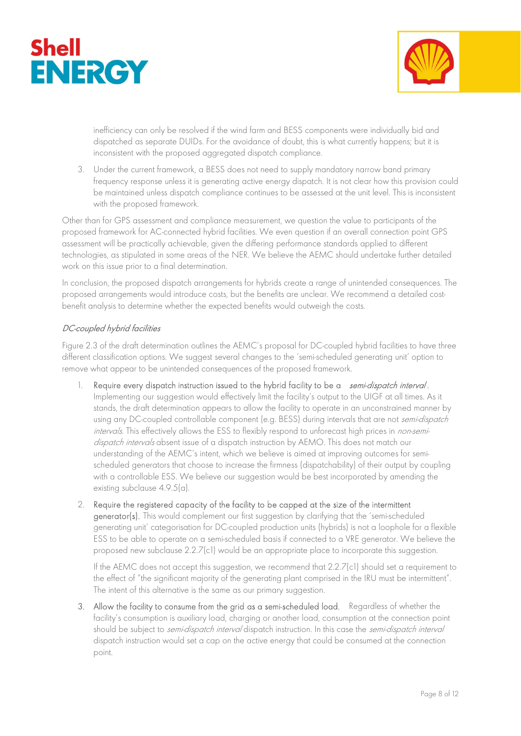inefficiency can only be resolved if the wind farm and BESS components were individually bid and dispatched as separate DUIDs. For the avoidance of doubt, this is what currently happens; but it is inconsistent with the proposed aggregated dispatch compliance.

3. Under the current framework, a BESS does not need to supply mandatory narrow band primary frequency response unless it is generating active energy dispatch. It is not clear how this provision could be maintained unless dispatch compliance continues to be assessed at the unit level. This is inconsistent with the proposed framework.

Other than for GPS assessment and compliance measurement, we question the value to participants of the proposed framework for AC-connected hybrid facilities. We even question if an overall connection point GPS assessment will be practically achievable, given the differing performance standards applied to different technologies, as stipulated in some areas of the NER. We believe the AEMC should undertake further detailed work on this issue prior to a final determination.

In conclusion, the proposed dispatch arrangements for hybrids create a range of unintended consequences. The proposed arrangements would introduce costs, but the benefits are unclear. We recommend a detailed cost-benefit analysis to determine whether the expected benefits would outweigh the costs.

*DC-coupled hybrid facilities*

Figure 2.3 of the draft determination outlines the AEMC's proposal for DC-coupled hybrid facilities to have three different classification options. We suggest several changes to the 'semi-scheduled generating unit' option to remove what appear to be unintended consequences of the proposed framework.

1. Require every dispatch instruction issued to the hybrid facility to be a *semi-dispatch interval*. Implementing our suggestion would effectively limit the facility's output to the UIGF at all times. As it stands, the draft determination appears to allow the facility to operate in an unconstrained manner by using any DC-coupled controllable component (e.g. BESS) during intervals that are not *semi-dispatch intervals*. This effectively allows the ESS to flexibly respond to unforecast high prices in *non-semi-dispatch intervals* absent issue of a dispatch instruction by AEMO. This does not match our understanding of the AEMC's intent, which we believe is aimed at improving outcomes for semi-scheduled generators that choose to increase the firmness (dispatchability) of their output by coupling with a controllable ESS. We believe our suggestion would be best incorporated by amending the existing subclause 4.9.5(a).

2. Require the registered capacity of the facility to be capped at the size of the intermittent generator(s). This would complement our first suggestion by clarifying that the 'semi-scheduled generating unit' categorisation for DC-coupled production units (hybrids) is not a loophole for a flexible ESS to be able to operate on a semi-scheduled basis if connected to a VRE generator. We believe the proposed new subclause 2.2.7(c1) would be an appropriate place to incorporate this suggestion.

   If the AEMC does not accept this suggestion, we recommend that 2.2.7(c1) should set a requirement to the effect of "the significant majority of the generating plant comprised in the IRU must be intermittent". The intent of this alternative is the same as our primary suggestion.

3. Allow the facility to consume from the grid as a semi-scheduled load. Regardless of whether the facility's consumption is auxiliary load, charging or another load, consumption at the connection point should be subject to *semi-dispatch interval* dispatch instruction. In this case the *semi-dispatch interval* dispatch instruction would set a cap on the active energy that could be consumed at the connection point.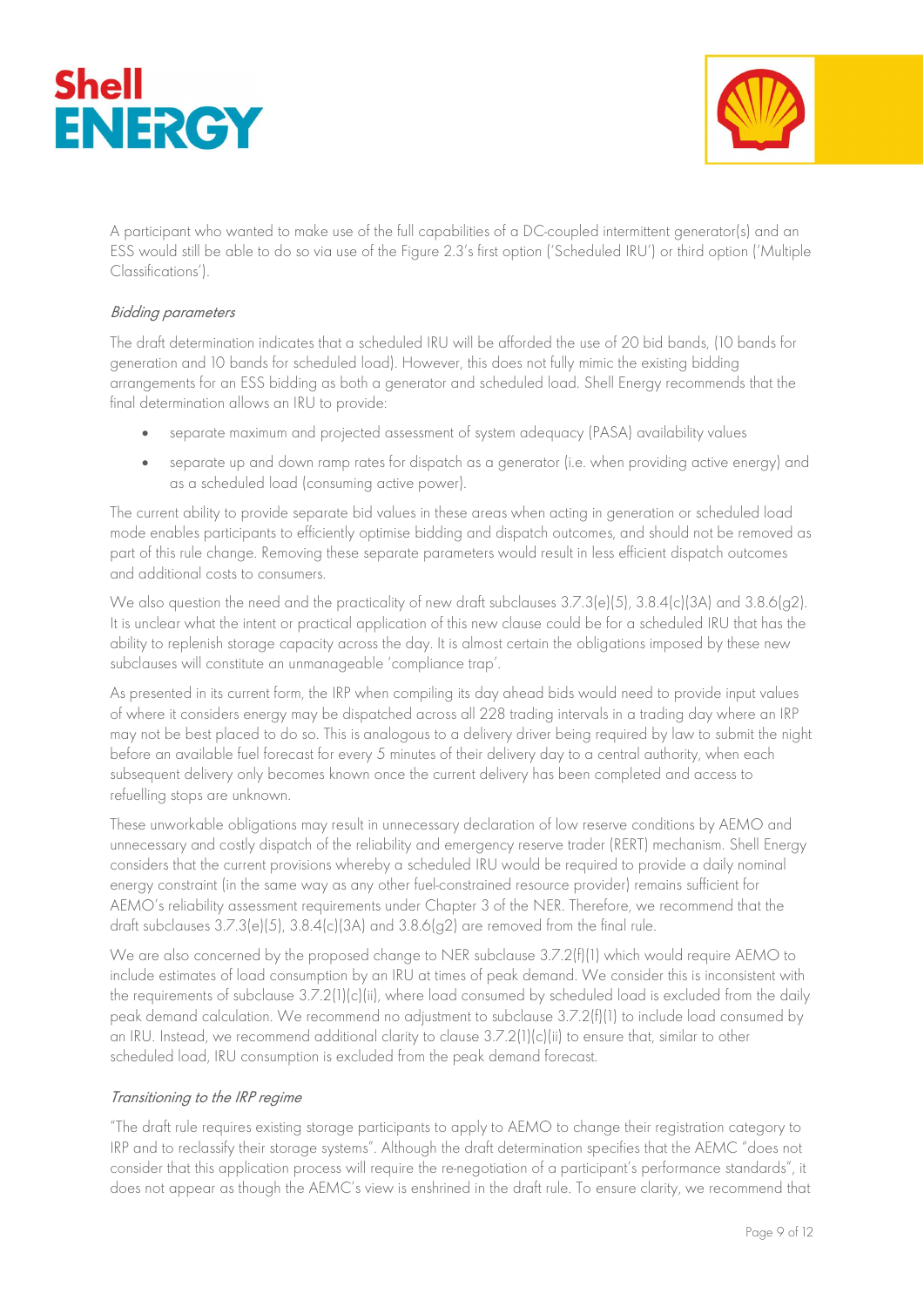A participant who wanted to make use of the full capabilities of a DC-coupled intermittent generator(s) and an ESS would still be able to do so via use of the Figure 2.3's first option ('Scheduled IRU') or third option ('Multiple Classifications').

*Bidding parameters*

The draft determination indicates that a scheduled IRU will be afforded the use of 20 bid bands, (10 bands for generation and 10 bands for scheduled load). However, this does not fully mimic the existing bidding arrangements for an ESS bidding as both a generator and scheduled load. Shell Energy recommends that the final determination allows an IRU to provide:

- separate maximum and projected assessment of system adequacy (PASA) availability values
- separate up and down ramp rates for dispatch as a generator (i.e. when providing active energy) and as a scheduled load (consuming active power).

The current ability to provide separate bid values in these areas when acting in generation or scheduled load mode enables participants to efficiently optimise bidding and dispatch outcomes, and should not be removed as part of this rule change. Removing these separate parameters would result in less efficient dispatch outcomes and additional costs to consumers.

We also question the need and the practicality of new draft subclauses 3.7.3(e)(5), 3.8.4(c)(3A) and 3.8.6(g2). It is unclear what the intent or practical application of this new clause could be for a scheduled IRU that has the ability to replenish storage capacity across the day. It is almost certain the obligations imposed by these new subclauses will constitute an unmanageable 'compliance trap'.

As presented in its current form, the IRP when compiling its day ahead bids would need to provide input values of where it considers energy may be dispatched across all 228 trading intervals in a trading day where an IRP may not be best placed to do so. This is analogous to a delivery driver being required by law to submit the night before an available fuel forecast for every 5 minutes of their delivery day to a central authority, when each subsequent delivery only becomes known once the current delivery has been completed and access to refuelling stops are unknown.

These unworkable obligations may result in unnecessary declaration of low reserve conditions by AEMO and unnecessary and costly dispatch of the reliability and emergency reserve trader (RERT) mechanism. Shell Energy considers that the current provisions whereby a scheduled IRU would be required to provide a daily nominal energy constraint (in the same way as any other fuel-constrained resource provider) remains sufficient for AEMO's reliability assessment requirements under Chapter 3 of the NER. Therefore, we recommend that the draft subclauses 3.7.3(e)(5), 3.8.4(c)(3A) and 3.8.6(g2) are removed from the final rule.

We are also concerned by the proposed change to NER subclause 3.7.2(f)(1) which would require AEMO to include estimates of load consumption by an IRU at times of peak demand. We consider this is inconsistent with the requirements of subclause 3.7.2(1)(c)(ii), where load consumed by scheduled load is excluded from the daily peak demand calculation. We recommend no adjustment to subclause 3.7.2(f)(1) to include load consumed by an IRU. Instead, we recommend additional clarity to clause 3.7.2(1)(c)(ii) to ensure that, similar to other scheduled load, IRU consumption is excluded from the peak demand forecast.

*Transitioning to the IRP regime*

"The draft rule requires existing storage participants to apply to AEMO to change their registration category to IRP and to reclassify their storage systems". Although the draft determination specifies that the AEMC "does not consider that this application process will require the re-negotiation of a participant's performance standards", it does not appear as though the AEMC's view is enshrined in the draft rule. To ensure clarity, we recommend that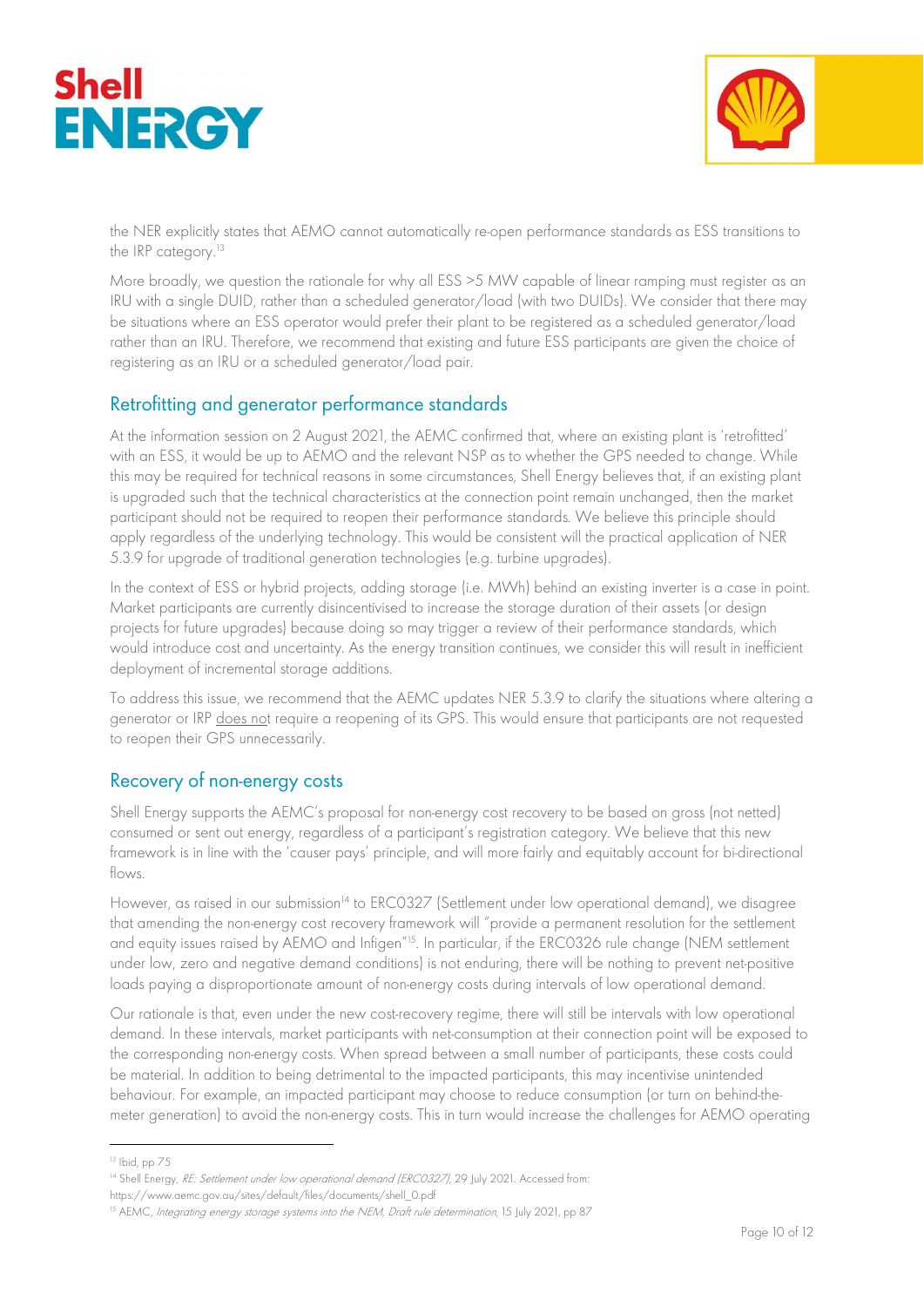the NER explicitly states that AEMO cannot automatically re-open performance standards as ESS transitions to the IRP category.[13]

More broadly, we question the rationale for why all ESS >5 MW capable of linear ramping must register as an IRU with a single DUID, rather than a scheduled generator/load (with two DUIDs). We consider that there may be situations where an ESS operator would prefer their plant to be registered as a scheduled generator/load rather than an IRU. Therefore, we recommend that existing and future ESS participants are given the choice of registering as an IRU or a scheduled generator/load pair.

## Retrofitting and generator performance standards

At the information session on 2 August 2021, the AEMC confirmed that, where an existing plant is 'retrofitted' with an ESS, it would be up to AEMO and the relevant NSP as to whether the GPS needed to change. While this may be required for technical reasons in some circumstances, Shell Energy believes that, if an existing plant is upgraded such that the technical characteristics at the connection point remain unchanged, then the market participant should not be required to reopen their performance standards. We believe this principle should apply regardless of the underlying technology. This would be consistent will the practical application of NER 5.3.9 for upgrade of traditional generation technologies (e.g. turbine upgrades).

In the context of ESS or hybrid projects, adding storage (i.e. MWh) behind an existing inverter is a case in point. Market participants are currently disincentivised to increase the storage duration of their assets (or design projects for future upgrades) because doing so may trigger a review of their performance standards, which would introduce cost and uncertainty. As the energy transition continues, we consider this will result in inefficient deployment of incremental storage additions.

To address this issue, we recommend that the AEMC updates NER 5.3.9 to clarify the situations where altering a generator or IRP does not require a reopening of its GPS. This would ensure that participants are not requested to reopen their GPS unnecessarily.

## Recovery of non-energy costs

Shell Energy supports the AEMC's proposal for non-energy cost recovery to be based on gross (not netted) consumed or sent out energy, regardless of a participant's registration category. We believe that this new framework is in line with the 'causer pays' principle, and will more fairly and equitably account for bi-directional flows.

However, as raised in our submission[14] to ERC0327 (Settlement under low operational demand), we disagree that amending the non-energy cost recovery framework will "provide a permanent resolution for the settlement and equity issues raised by AEMO and Infigen"[15]. In particular, if the ERC0326 rule change (NEM settlement under low, zero and negative demand conditions) is not enduring, there will be nothing to prevent net-positive loads paying a disproportionate amount of non-energy costs during intervals of low operational demand.

Our rationale is that, even under the new cost-recovery regime, there will still be intervals with low operational demand. In these intervals, market participants with net-consumption at their connection point will be exposed to the corresponding non-energy costs. When spread between a small number of participants, these costs could be material. In addition to being detrimental to the impacted participants, this may incentivise unintended behaviour. For example, an impacted participant may choose to reduce consumption (or turn on behind-the-meter generation) to avoid the non-energy costs. This in turn would increase the challenges for AEMO operating

---

[13] Ibid, pp 75

[14] Shell Energy, *RE: Settlement under low operational demand (ERC0327)*, 29 July 2021. Accessed from: https://www.aemc.gov.au/sites/default/files/documents/shell_0.pdf

[15] AEMC, *Integrating energy storage systems into the NEM, Draft rule determination*, 15 July 2021, pp 87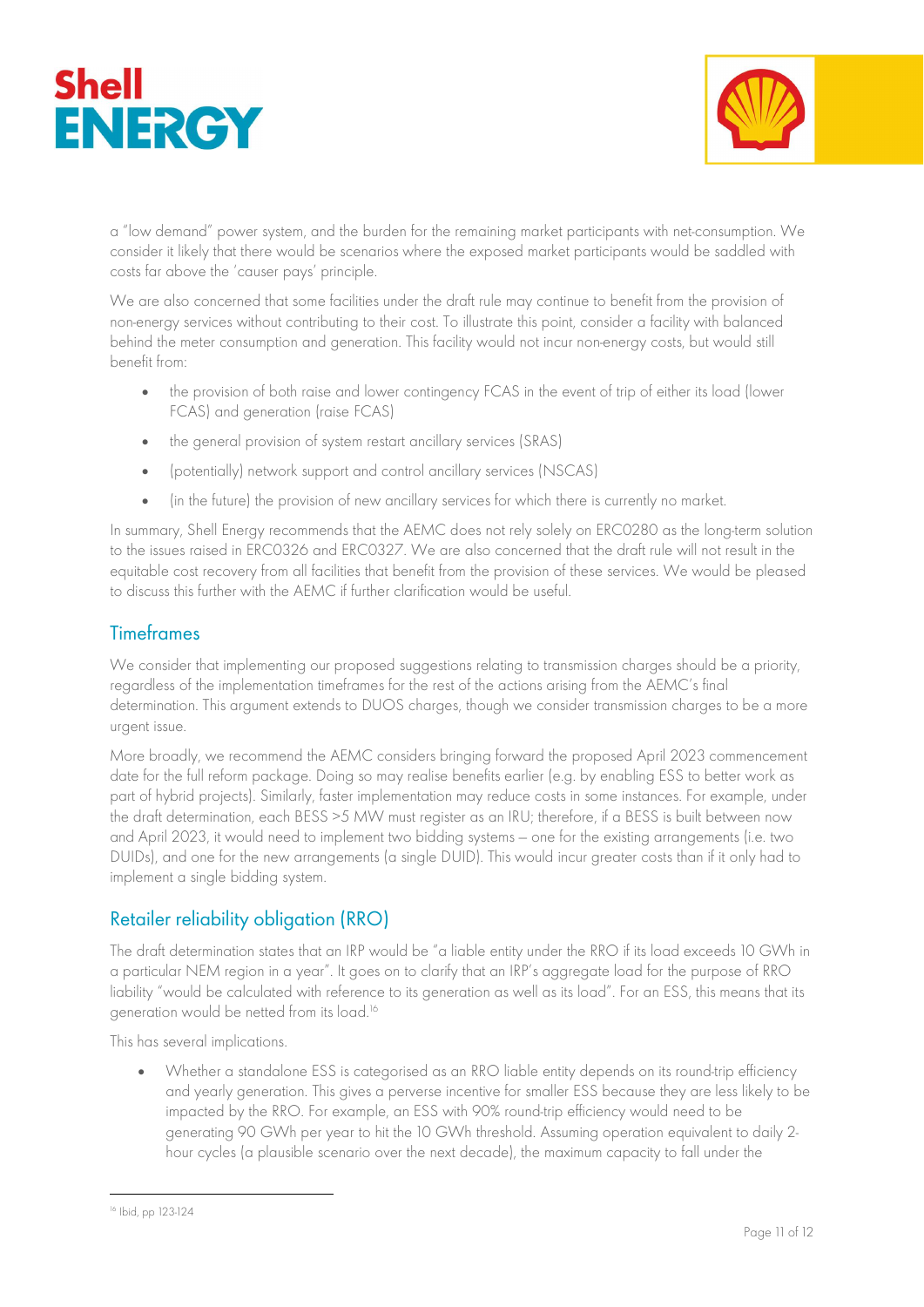a "low demand" power system, and the burden for the remaining market participants with net-consumption. We consider it likely that there would be scenarios where the exposed market participants would be saddled with costs far above the 'causer pays' principle.

We are also concerned that some facilities under the draft rule may continue to benefit from the provision of non-energy services without contributing to their cost. To illustrate this point, consider a facility with balanced behind the meter consumption and generation. This facility would not incur non-energy costs, but would still benefit from:

- the provision of both raise and lower contingency FCAS in the event of trip of either its load (lower FCAS) and generation (raise FCAS)
- the general provision of system restart ancillary services (SRAS)
- (potentially) network support and control ancillary services (NSCAS)
- (in the future) the provision of new ancillary services for which there is currently no market.

In summary, Shell Energy recommends that the AEMC does not rely solely on ERC0280 as the long-term solution to the issues raised in ERC0326 and ERC0327. We are also concerned that the draft rule will not result in the equitable cost recovery from all facilities that benefit from the provision of these services. We would be pleased to discuss this further with the AEMC if further clarification would be useful.

## Timeframes

We consider that implementing our proposed suggestions relating to transmission charges should be a priority, regardless of the implementation timeframes for the rest of the actions arising from the AEMC's final determination. This argument extends to DUOS charges, though we consider transmission charges to be a more urgent issue.

More broadly, we recommend the AEMC considers bringing forward the proposed April 2023 commencement date for the full reform package. Doing so may realise benefits earlier (e.g. by enabling ESS to better work as part of hybrid projects). Similarly, faster implementation may reduce costs in some instances. For example, under the draft determination, each BESS >5 MW must register as an IRU; therefore, if a BESS is built between now and April 2023, it would need to implement two bidding systems – one for the existing arrangements (i.e. two DUIDs), and one for the new arrangements (a single DUID). This would incur greater costs than if it only had to implement a single bidding system.

## Retailer reliability obligation (RRO)

The draft determination states that an IRP would be "a liable entity under the RRO if its load exceeds 10 GWh in a particular NEM region in a year". It goes on to clarify that an IRP's aggregate load for the purpose of RRO liability "would be calculated with reference to its generation as well as its load". For an ESS, this means that its generation would be netted from its load.[16]

This has several implications.

- Whether a standalone ESS is categorised as an RRO liable entity depends on its round-trip efficiency and yearly generation. This gives a perverse incentive for smaller ESS because they are less likely to be impacted by the RRO. For example, an ESS with 90% round-trip efficiency would need to be generating 90 GWh per year to hit the 10 GWh threshold. Assuming operation equivalent to daily 2-hour cycles (a plausible scenario over the next decade), the maximum capacity to fall under the

---

[16] Ibid, pp 123-124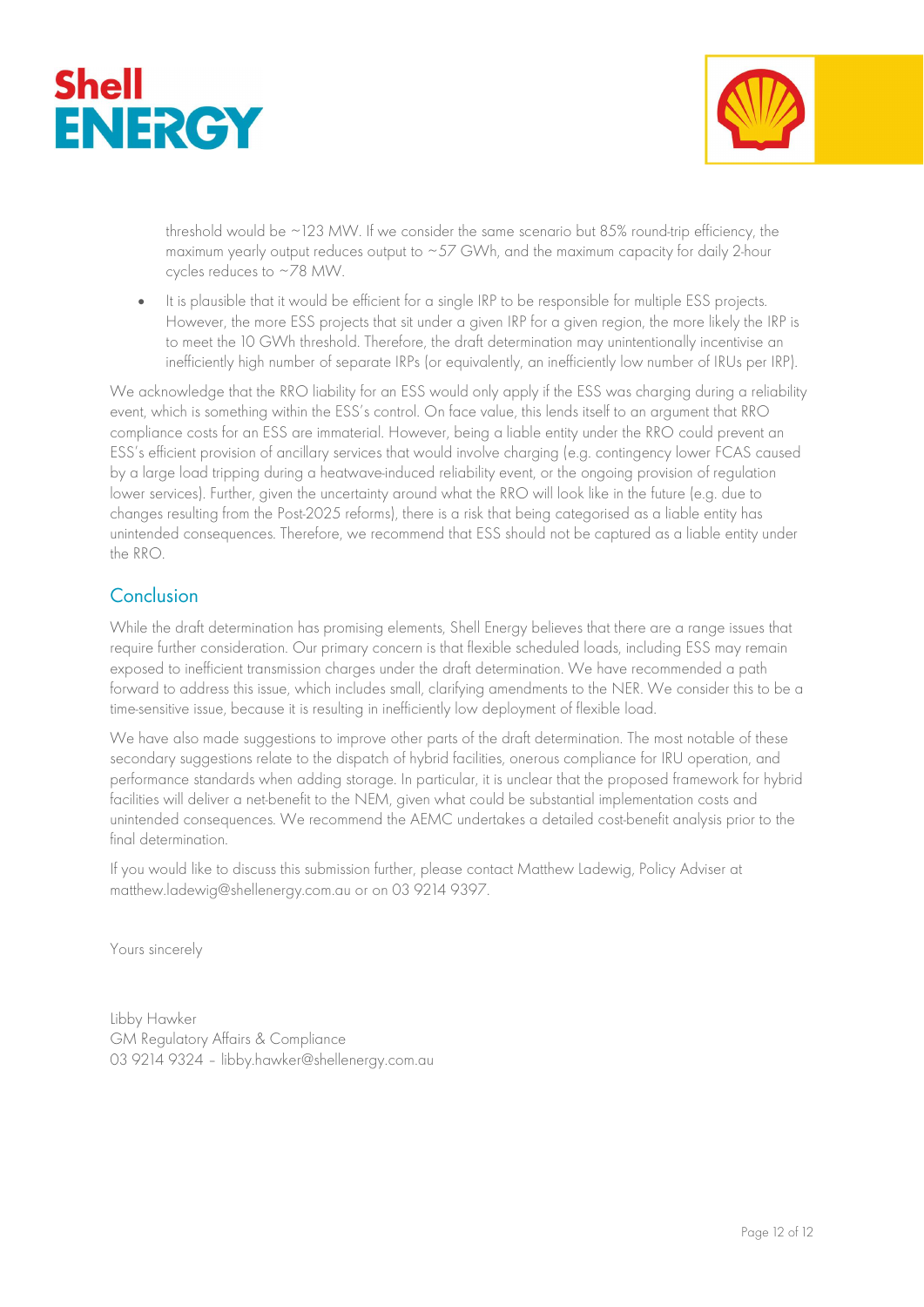threshold would be ~123 MW. If we consider the same scenario but 85% round-trip efficiency, the maximum yearly output reduces output to ~57 GWh, and the maximum capacity for daily 2-hour cycles reduces to ~78 MW.

- It is plausible that it would be efficient for a single IRP to be responsible for multiple ESS projects. However, the more ESS projects that sit under a given IRP for a given region, the more likely the IRP is to meet the 10 GWh threshold. Therefore, the draft determination may unintentionally incentivise an inefficiently high number of separate IRPs (or equivalently, an inefficiently low number of IRUs per IRP).

We acknowledge that the RRO liability for an ESS would only apply if the ESS was charging during a reliability event, which is something within the ESS's control. On face value, this lends itself to an argument that RRO compliance costs for an ESS are immaterial. However, being a liable entity under the RRO could prevent an ESS's efficient provision of ancillary services that would involve charging (e.g. contingency lower FCAS caused by a large load tripping during a heatwave-induced reliability event, or the ongoing provision of regulation lower services). Further, given the uncertainty around what the RRO will look like in the future (e.g. due to changes resulting from the Post-2025 reforms), there is a risk that being categorised as a liable entity has unintended consequences. Therefore, we recommend that ESS should not be captured as a liable entity under the RRO.

## Conclusion

While the draft determination has promising elements, Shell Energy believes that there are a range issues that require further consideration. Our primary concern is that flexible scheduled loads, including ESS may remain exposed to inefficient transmission charges under the draft determination. We have recommended a path forward to address this issue, which includes small, clarifying amendments to the NER. We consider this to be a time-sensitive issue, because it is resulting in inefficiently low deployment of flexible load.

We have also made suggestions to improve other parts of the draft determination. The most notable of these secondary suggestions relate to the dispatch of hybrid facilities, onerous compliance for IRU operation, and performance standards when adding storage. In particular, it is unclear that the proposed framework for hybrid facilities will deliver a net-benefit to the NEM, given what could be substantial implementation costs and unintended consequences. We recommend the AEMC undertakes a detailed cost-benefit analysis prior to the final determination.

If you would like to discuss this submission further, please contact Matthew Ladewig, Policy Adviser at matthew.ladewig@shellenergy.com.au or on 03 9214 9397.

Yours sincerely

Libby Hawker
GM Regulatory Affairs & Compliance
03 9214 9324 – libby.hawker@shellenergy.com.au